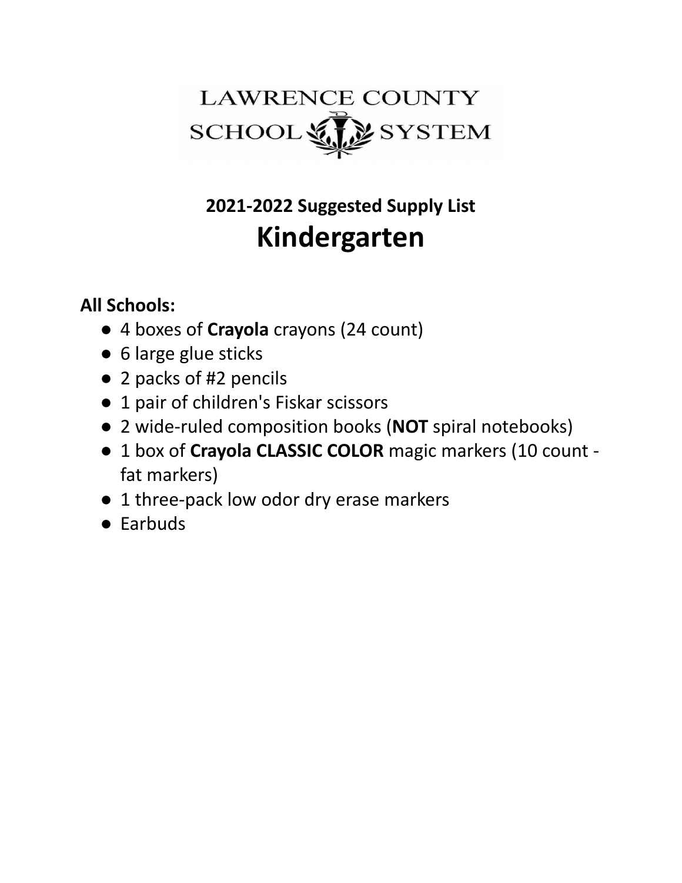LAWRENCE COUNTY SCHOOL SYSTEM

## 2021-2022 Suggested Supply List

# Kindergarten

**All Schools:**

- 4 boxes of **Crayola** crayons (24 count)
- 6 large glue sticks
- 2 packs of #2 pencils
- 1 pair of children's Fiskar scissors
- 2 wide-ruled composition books (**NOT** spiral notebooks)
- 1 box of **Crayola CLASSIC COLOR** magic markers (10 count - fat markers)
- 1 three-pack low odor dry erase markers
- Earbuds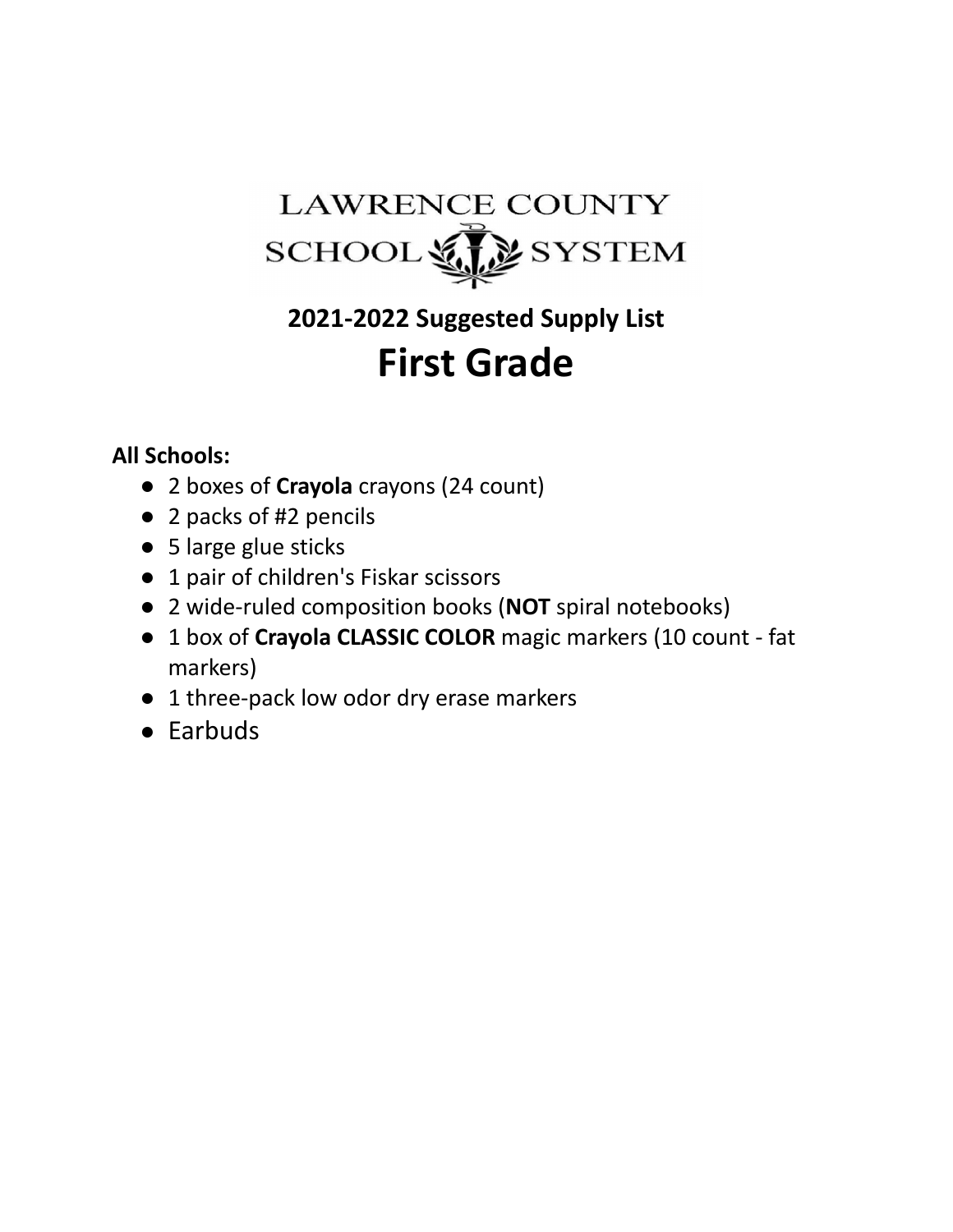LAWRENCE COUNTY SCHOOL SYSTEM

## 2021-2022 Suggested Supply List

# First Grade

**All Schools:**

- 2 boxes of **Crayola** crayons (24 count)
- 2 packs of #2 pencils
- 5 large glue sticks
- 1 pair of children's Fiskar scissors
- 2 wide-ruled composition books (**NOT** spiral notebooks)
- 1 box of **Crayola CLASSIC COLOR** magic markers (10 count - fat markers)
- 1 three-pack low odor dry erase markers
- Earbuds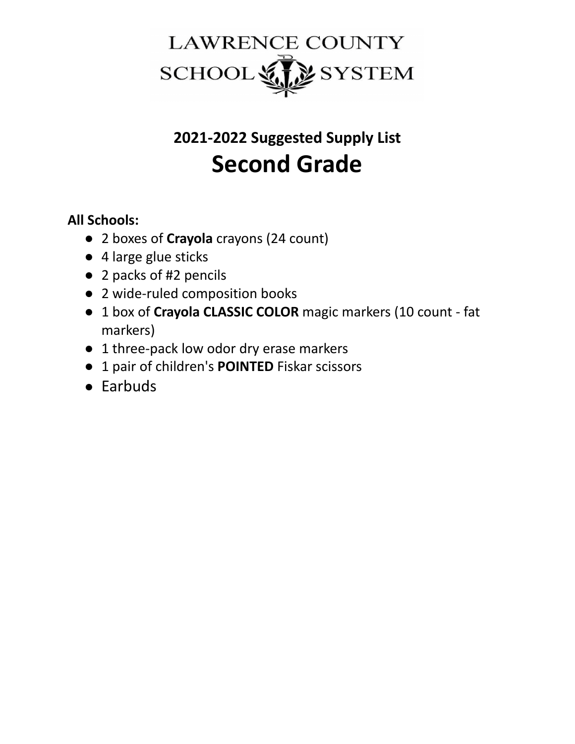LAWRENCE COUNTY SCHOOL SYSTEM

## 2021-2022 Suggested Supply List

# Second Grade

**All Schools:**

- 2 boxes of **Crayola** crayons (24 count)
- 4 large glue sticks
- 2 packs of #2 pencils
- 2 wide-ruled composition books
- 1 box of **Crayola CLASSIC COLOR** magic markers (10 count - fat markers)
- 1 three-pack low odor dry erase markers
- 1 pair of children's **POINTED** Fiskar scissors
- Earbuds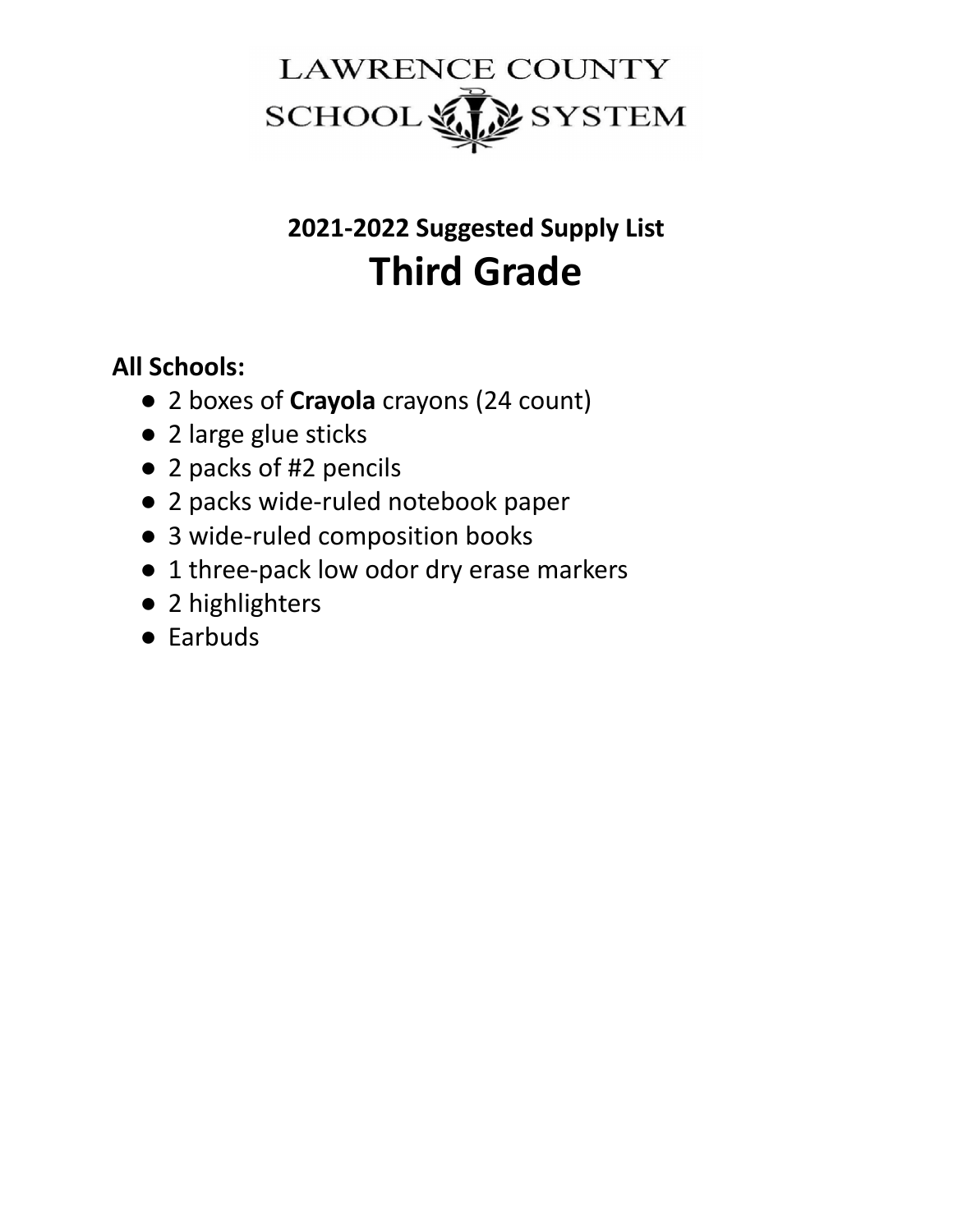LAWRENCE COUNTY SCHOOL SYSTEM

## 2021-2022 Suggested Supply List

# Third Grade

**All Schools:**

- 2 boxes of **Crayola** crayons (24 count)
- 2 large glue sticks
- 2 packs of #2 pencils
- 2 packs wide-ruled notebook paper
- 3 wide-ruled composition books
- 1 three-pack low odor dry erase markers
- 2 highlighters
- Earbuds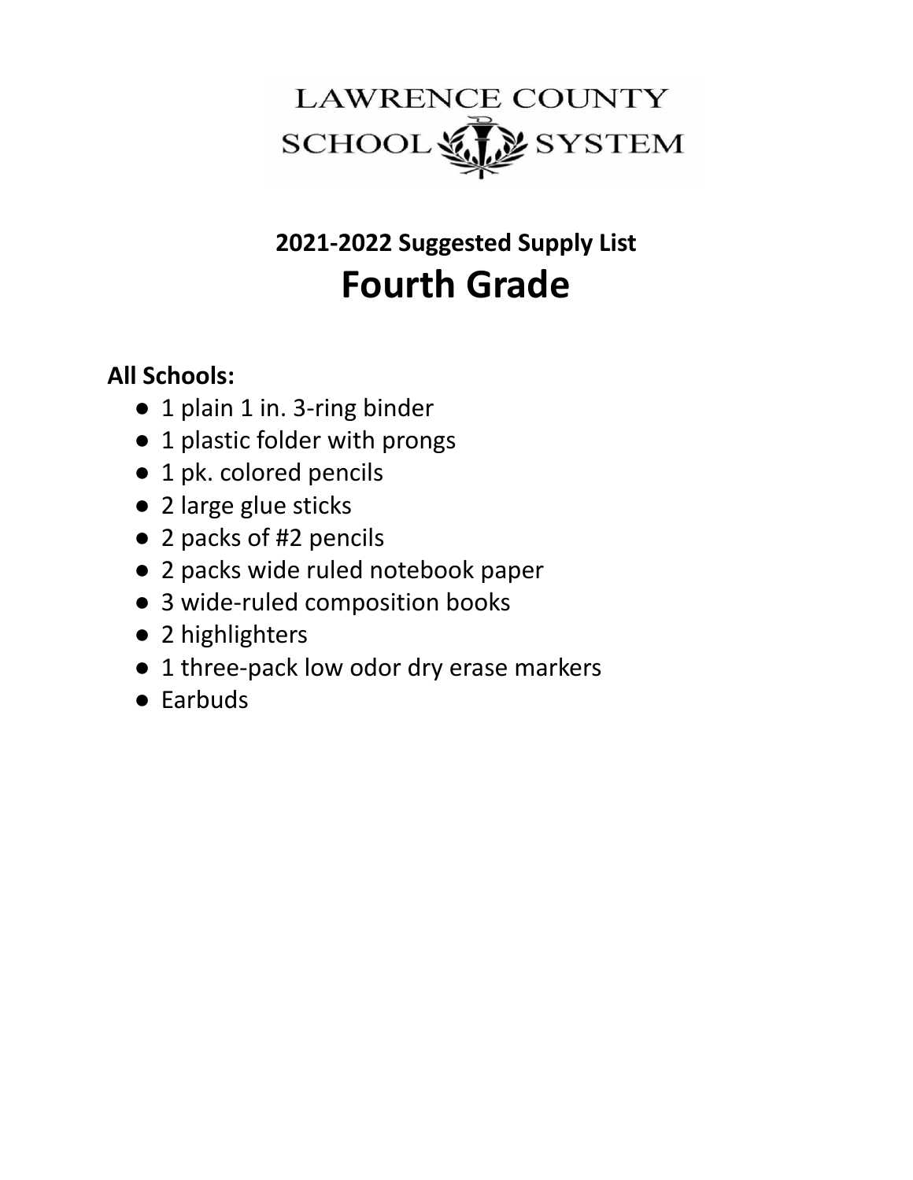LAWRENCE COUNTY SCHOOL SYSTEM

## 2021-2022 Suggested Supply List

# Fourth Grade

**All Schools:**

- 1 plain 1 in. 3-ring binder
- 1 plastic folder with prongs
- 1 pk. colored pencils
- 2 large glue sticks
- 2 packs of #2 pencils
- 2 packs wide ruled notebook paper
- 3 wide-ruled composition books
- 2 highlighters
- 1 three-pack low odor dry erase markers
- Earbuds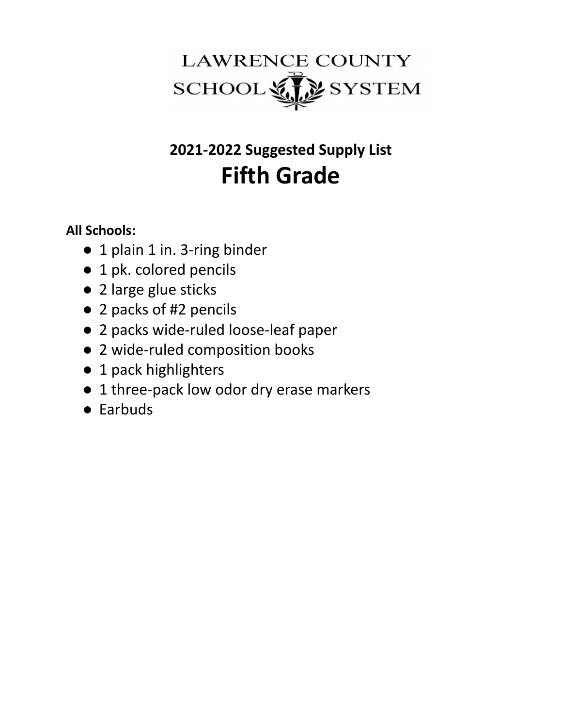LAWRENCE COUNTY SCHOOL SYSTEM

## 2021-2022 Suggested Supply List

# Fifth Grade

**All Schools:**

- 1 plain 1 in. 3-ring binder
- 1 pk. colored pencils
- 2 large glue sticks
- 2 packs of #2 pencils
- 2 packs wide-ruled loose-leaf paper
- 2 wide-ruled composition books
- 1 pack highlighters
- 1 three-pack low odor dry erase markers
- Earbuds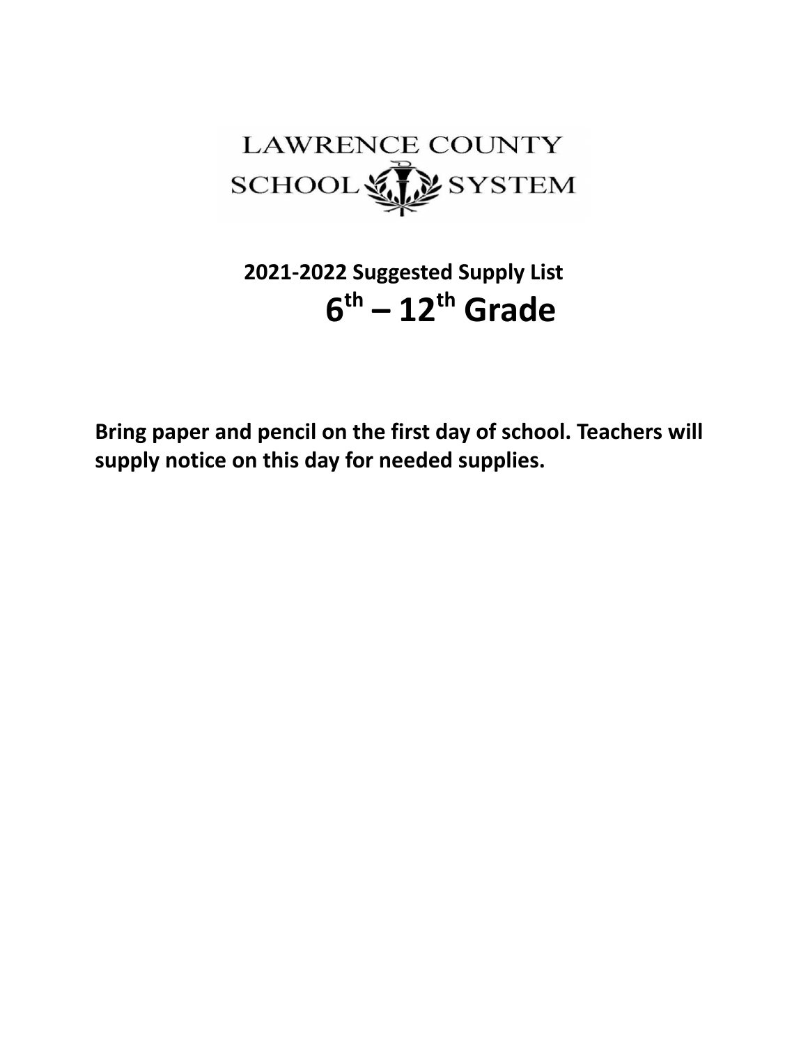LAWRENCE COUNTY SCHOOL SYSTEM

## 2021-2022 Suggested Supply List

# 6th – 12th Grade

**Bring paper and pencil on the first day of school. Teachers will supply notice on this day for needed supplies.**